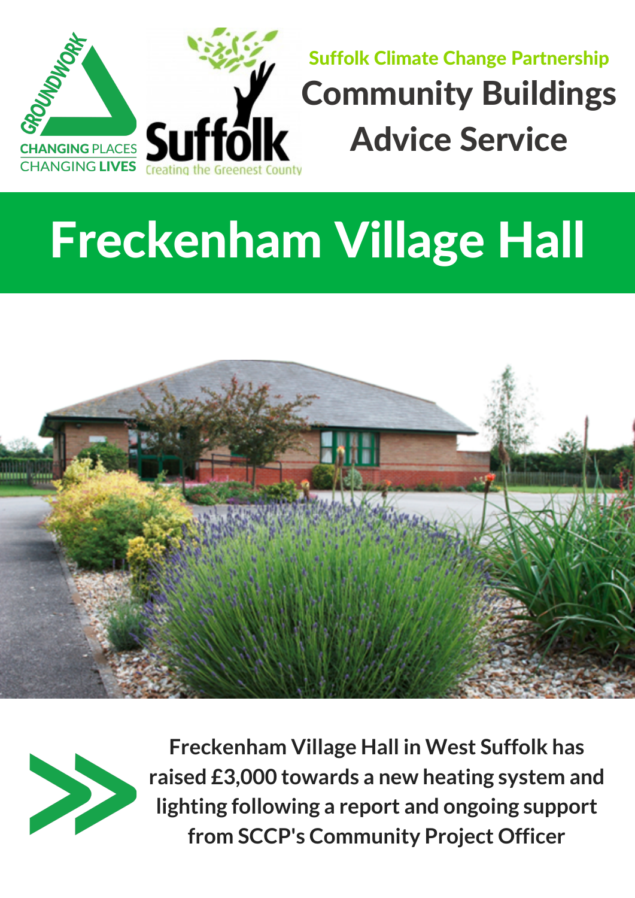GROUNDWORK

CHANGING PLACES CHANGING LIVES

Suffolk

Creating the Greenest County

Suffolk Climate Change Partnership

# Community Buildings Advice Service

# Freckenham Village Hall

**Freckenham Village Hall in West Suffolk has raised £3,000 towards a new heating system and lighting following a report and ongoing support from SCCP's Community Project Officer**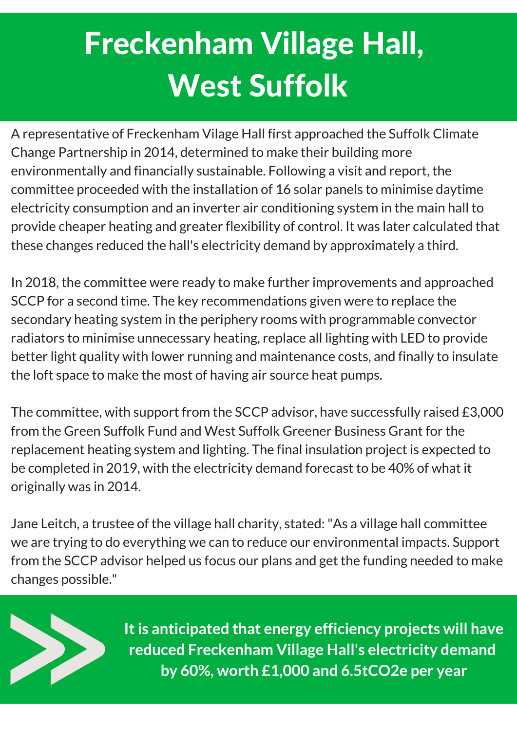# Freckenham Village Hall, West Suffolk

A representative of Freckenham Vilage Hall first approached the Suffolk Climate Change Partnership in 2014, determined to make their building more environmentally and financially sustainable. Following a visit and report, the committee proceeded with the installation of 16 solar panels to minimise daytime electricity consumption and an inverter air conditioning system in the main hall to provide cheaper heating and greater flexibility of control. It was later calculated that these changes reduced the hall's electricity demand by approximately a third.

In 2018, the committee were ready to make further improvements and approached SCCP for a second time. The key recommendations given were to replace the secondary heating system in the periphery rooms with programmable convector radiators to minimise unnecessary heating, replace all lighting with LED to provide better light quality with lower running and maintenance costs, and finally to insulate the loft space to make the most of having air source heat pumps.

The committee, with support from the SCCP advisor, have successfully raised £3,000 from the Green Suffolk Fund and West Suffolk Greener Business Grant for the replacement heating system and lighting. The final insulation project is expected to be completed in 2019, with the electricity demand forecast to be 40% of what it originally was in 2014.

Jane Leitch, a trustee of the village hall charity, stated: "As a village hall committee we are trying to do everything we can to reduce our environmental impacts. Support from the SCCP advisor helped us focus our plans and get the funding needed to make changes possible."

**It is anticipated that energy efficiency projects will have reduced Freckenham Village Hall's electricity demand by 60%, worth £1,000 and 6.5tCO2e per year**